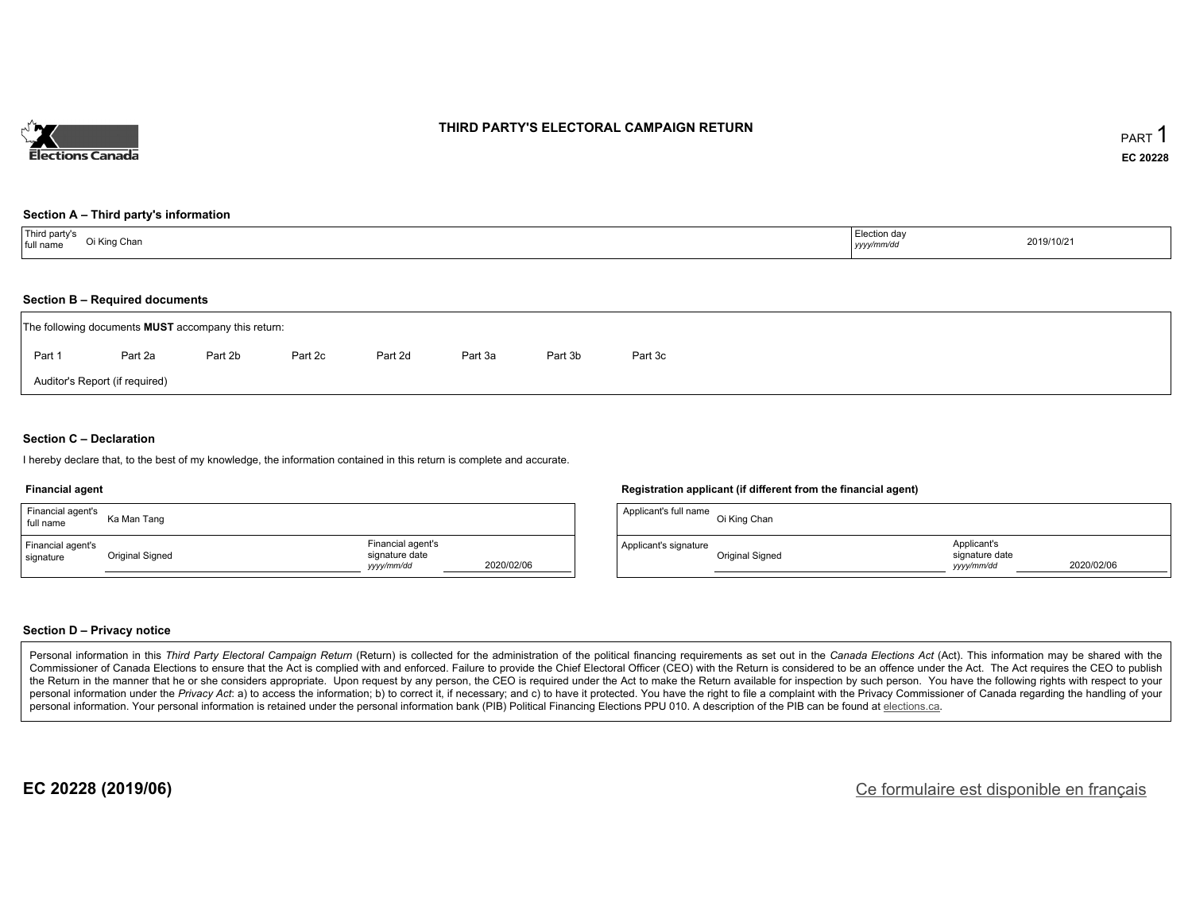# THIRD PARTY'S ELECTORAL CAMPAIGN RETURN

PART 1

**EC 20228**

### Section A – Third party's information

| Third party's full name | Oi King Chan | Election day *yyyy/mm/dd* | 2019/10/21 |
|---|---|---|---|

### Section B – Required documents

The following documents **MUST** accompany this return:

Part 1 | Part 2a | Part 2b | Part 2c | Part 2d | Part 3a | Part 3b | Part 3c

Auditor's Report (if required)

### Section C – Declaration

I hereby declare that, to the best of my knowledge, the information contained in this return is complete and accurate.

**Financial agent**

| Financial agent's full name | Ka Man Tang | | |
|---|---|---|---|
| Financial agent's signature | Original Signed | Financial agent's signature date *yyyy/mm/dd* | 2020/02/06 |

**Registration applicant (if different from the financial agent)**

| Applicant's full name | Oi King Chan | | |
|---|---|---|---|
| Applicant's signature | Original Signed | Applicant's signature date *yyyy/mm/dd* | 2020/02/06 |

### Section D – Privacy notice

Personal information in this *Third Party Electoral Campaign Return* (Return) is collected for the administration of the political financing requirements as set out in the *Canada Elections Act* (Act). This information may be shared with the Commissioner of Canada Elections to ensure that the Act is complied with and enforced. Failure to provide the Chief Electoral Officer (CEO) with the Return is considered to be an offence under the Act. The Act requires the CEO to publish the Return in the manner that he or she considers appropriate. Upon request by any person, the CEO is required under the Act to make the Return available for inspection by such person. You have the following rights with respect to your personal information under the *Privacy Act*: a) to access the information; b) to correct it, if necessary; and c) to have it protected. You have the right to file a complaint with the Privacy Commissioner of Canada regarding the handling of your personal information. Your personal information is retained under the personal information bank (PIB) Political Financing Elections PPU 010. A description of the PIB can be found at elections.ca.

**EC 20228 (2019/06)**

Ce formulaire est disponible en français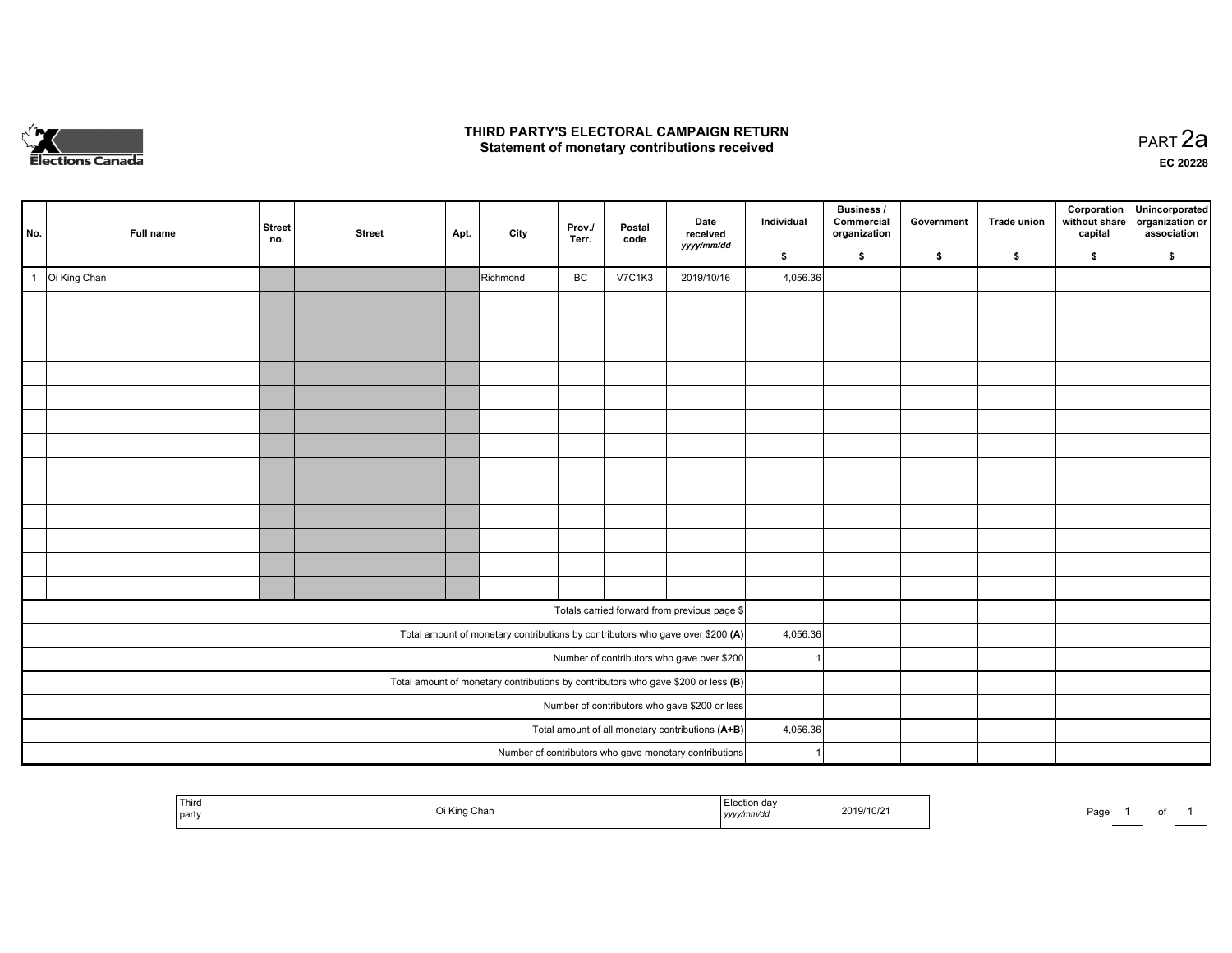Elections Canada

# THIRD PARTY'S ELECTORAL CAMPAIGN RETURN
## Statement of monetary contributions received

PART 2a

EC 20228

| No. | Full name | Street no. | Street | Apt. | City | Prov./ Terr. | Postal code | Date received yyyy/mm/dd | Individual $ | Business / Commercial organization $ | Government $ | Trade union $ | Corporation without share capital $ | Unincorporated organization or association $ |
|---|---|---|---|---|---|---|---|---|---|---|---|---|---|---|
| 1 | Oi King Chan | | | | Richmond | BC | V7C1K3 | 2019/10/16 | 4,056.36 | | | | | |
| | | | | | | | | | | | | | | |
| | | | | | | | | | | | | | | |
| | | | | | | | | | | | | | | |
| | | | | | | | | | | | | | | |
| | | | | | | | | | | | | | | |
| | | | | | | | | | | | | | | |
| | | | | | | | | | | | | | | |
| | | | | | | | | | | | | | | |
| | | | | | | | | | | | | | | |
| | | | | | | | | | | | | | | |
| | | | | | | | | | | | | | | |
| | | | | | | | | | | | | | | |
| | | | | | | | | | | | | | | |
| Totals carried forward from previous page $ | | | | | | | | | | | | | | |
| Total amount of monetary contributions by contributors who gave over $200 (A) | | | | | | | | | 4,056.36 | | | | | |
| Number of contributors who gave over $200 | | | | | | | | | 1 | | | | | |
| Total amount of monetary contributions by contributors who gave $200 or less (B) | | | | | | | | | | | | | | |
| Number of contributors who gave $200 or less | | | | | | | | | | | | | | |
| Total amount of all monetary contributions (A+B) | | | | | | | | | 4,056.36 | | | | | |
| Number of contributors who gave monetary contributions | | | | | | | | | 1 | | | | | |

| Third party | Oi King Chan | Election day yyyy/mm/dd | 2019/10/21 |
|---|---|---|---|

Page 1 of 1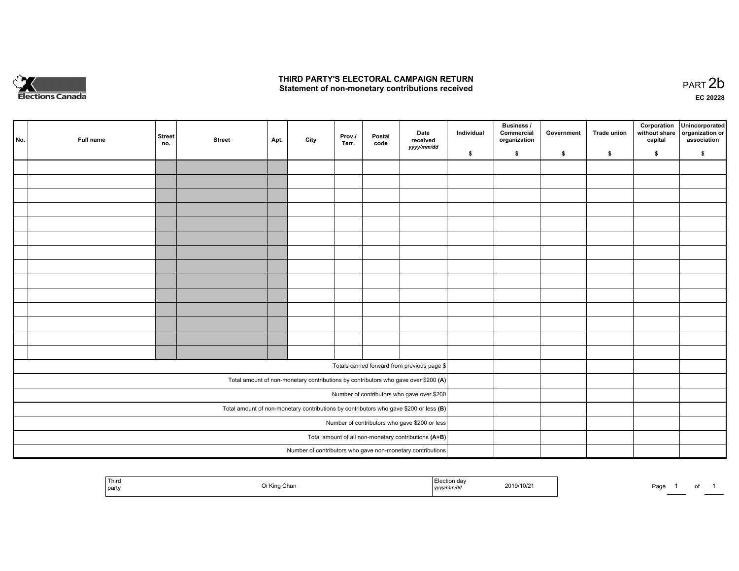# THIRD PARTY'S ELECTORAL CAMPAIGN RETURN
## Statement of non-monetary contributions received

PART 2b

EC 20228

| No. | Full name | Street no. | Street | Apt. | City | Prov./ Terr. | Postal code | Date received *yyyy/mm/dd* | Individual $ | Business / Commercial organization $ | Government $ | Trade union $ | Corporation without share capital $ | Unincorporated organization or association $ |
|---|---|---|---|---|---|---|---|---|---|---|---|---|---|---|
| | | | | | | | | | | | | | | |
| | | | | | | | | | | | | | | |
| | | | | | | | | | | | | | | |
| | | | | | | | | | | | | | | |
| | | | | | | | | | | | | | | |
| | | | | | | | | | | | | | | |
| | | | | | | | | | | | | | | |
| | | | | | | | | | | | | | | |
| | | | | | | | | | | | | | | |
| | | | | | | | | | | | | | | |
| | | | | | | | | | | | | | | |
| | | | | | | | | | | | | | | |
| | | | | | | | | | | | | | | |
| | | | | | | | | | | | | | | |
| Totals carried forward from previous page $ | | | | | | | | | | | | | | |
| Total amount of non-monetary contributions by contributors who gave over $200 **(A)** | | | | | | | | | | | | | | |
| Number of contributors who gave over $200 | | | | | | | | | | | | | | |
| Total amount of non-monetary contributions by contributors who gave $200 or less **(B)** | | | | | | | | | | | | | | |
| Number of contributors who gave $200 or less | | | | | | | | | | | | | | |
| Total amount of all non-monetary contributions **(A+B)** | | | | | | | | | | | | | | |
| Number of contributors who gave non-monetary contributions | | | | | | | | | | | | | | |

| Third party | Oi King Chan | Election day *yyyy/mm/dd* | 2019/10/21 |
|---|---|---|---|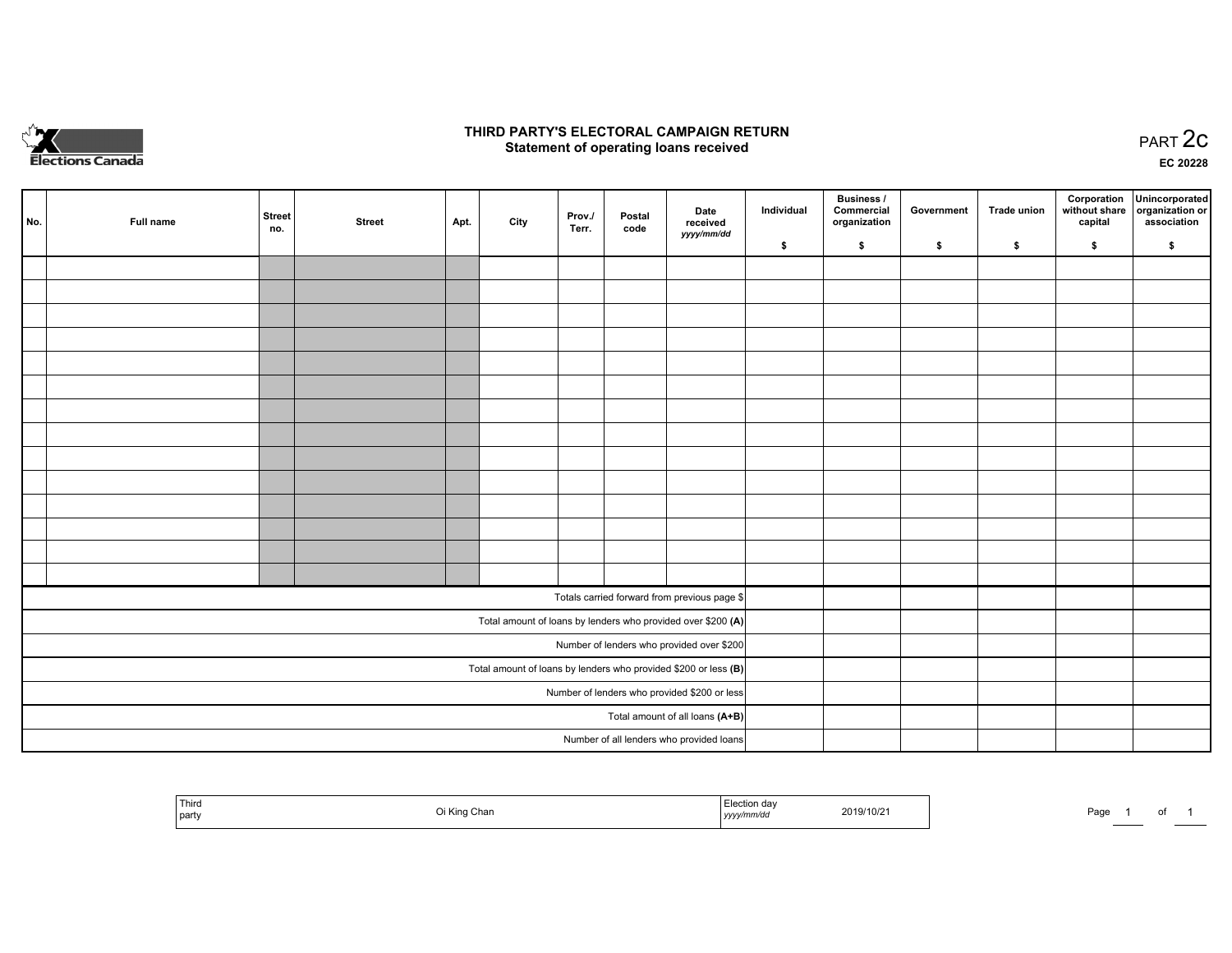# THIRD PARTY'S ELECTORAL CAMPAIGN RETURN
## Statement of operating loans received

PART 2c

EC 20228

| No. | Full name | Street no. | Street | Apt. | City | Prov./ Terr. | Postal code | Date received *yyyy/mm/dd* | Individual $ | Business / Commercial organization $ | Government $ | Trade union $ | Corporation without share capital $ | Unincorporated organization or association $ |
|---|---|---|---|---|---|---|---|---|---|---|---|---|---|---|
| | | | | | | | | | | | | | | |
| | | | | | | | | | | | | | | |
| | | | | | | | | | | | | | | |
| | | | | | | | | | | | | | | |
| | | | | | | | | | | | | | | |
| | | | | | | | | | | | | | | |
| | | | | | | | | | | | | | | |
| | | | | | | | | | | | | | | |
| | | | | | | | | | | | | | | |
| | | | | | | | | | | | | | | |
| | | | | | | | | | | | | | | |
| | | | | | | | | | | | | | | |
| | | | | | | | | | | | | | | |
| | | | | | | | | | | | | | | |
| Totals carried forward from previous page $ | | | | | | | | | | | | | | |
| Total amount of loans by lenders who provided over $200 **(A)** | | | | | | | | | | | | | | |
| Number of lenders who provided over $200 | | | | | | | | | | | | | | |
| Total amount of loans by lenders who provided $200 or less **(B)** | | | | | | | | | | | | | | |
| Number of lenders who provided $200 or less | | | | | | | | | | | | | | |
| Total amount of all loans **(A+B)** | | | | | | | | | | | | | | |
| Number of all lenders who provided loans | | | | | | | | | | | | | | |

| Third party | Oi King Chan | Election day *yyyy/mm/dd* | 2019/10/21 |
|---|---|---|---|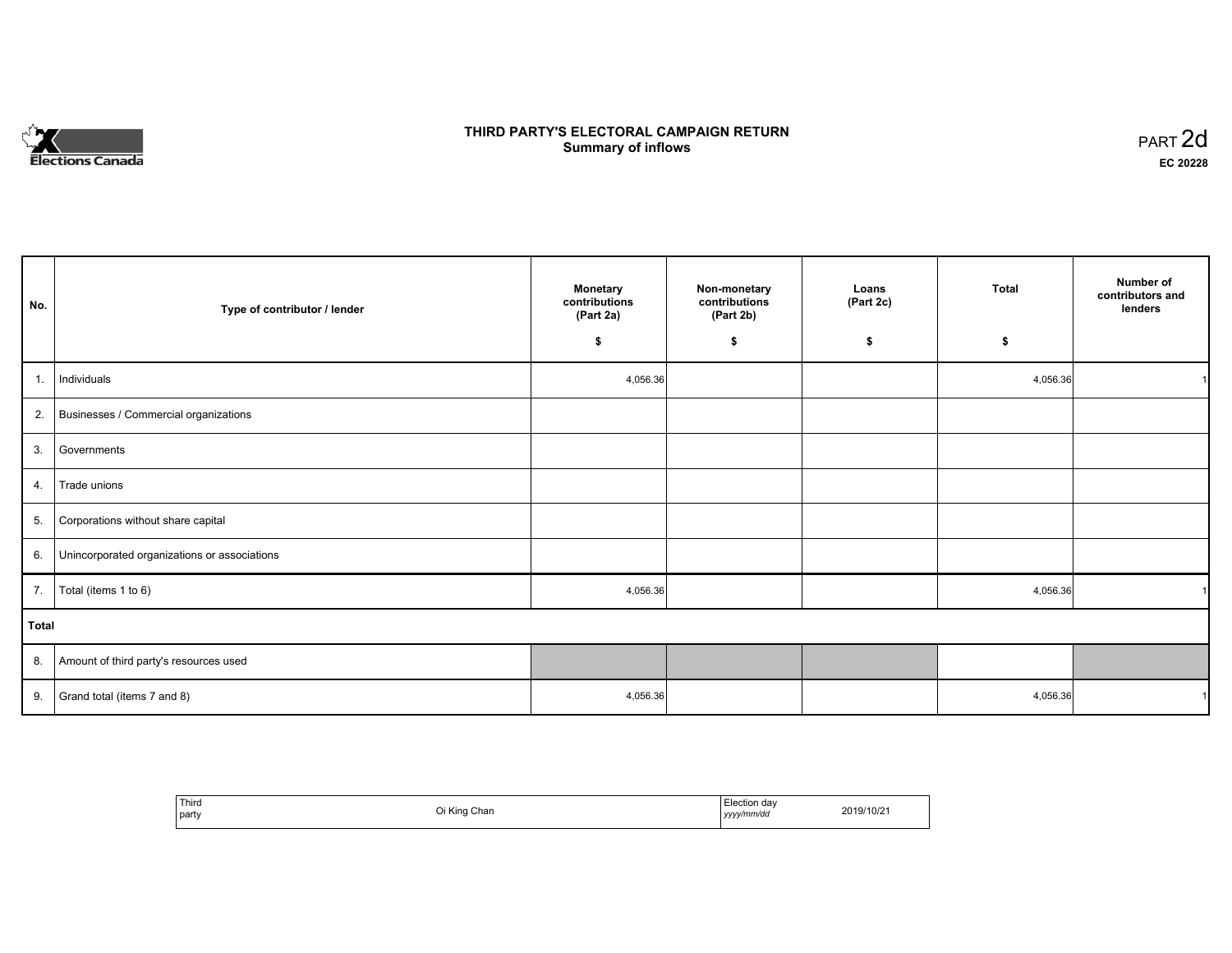Elections Canada

# THIRD PARTY'S ELECTORAL CAMPAIGN RETURN
## Summary of inflows

PART 2d
**EC 20228**

| No. | Type of contributor / lender | Monetary contributions (Part 2a) $ | Non-monetary contributions (Part 2b) $ | Loans (Part 2c) $ | Total $ | Number of contributors and lenders |
|---|---|---|---|---|---|---|
| 1. | Individuals | 4,056.36 | | | 4,056.36 | 1 |
| 2. | Businesses / Commercial organizations | | | | | |
| 3. | Governments | | | | | |
| 4. | Trade unions | | | | | |
| 5. | Corporations without share capital | | | | | |
| 6. | Unincorporated organizations or associations | | | | | |
| 7. | Total (items 1 to 6) | 4,056.36 | | | 4,056.36 | 1 |
| **Total** | | | | | | |
| 8. | Amount of third party's resources used | | | | | |
| 9. | Grand total (items 7 and 8) | 4,056.36 | | | 4,056.36 | 1 |

| Third party | Oi King Chan | Election day *yyyy/mm/dd* | 2019/10/21 |
|---|---|---|---|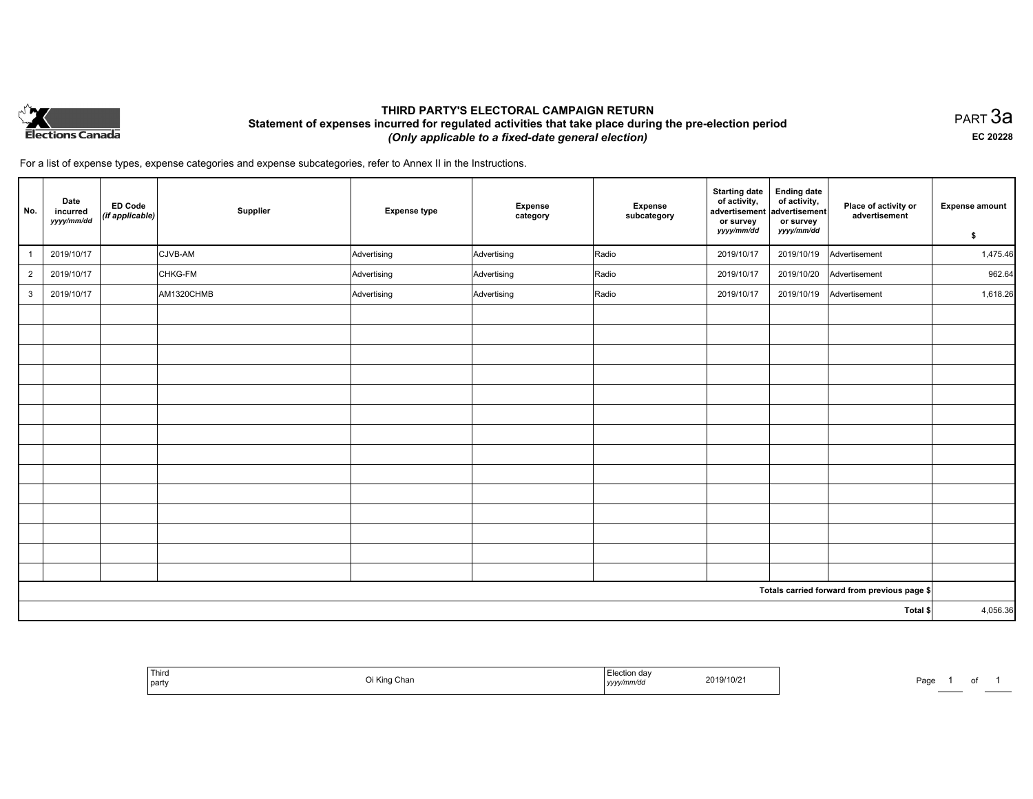Elections Canada

# THIRD PARTY'S ELECTORAL CAMPAIGN RETURN

## Statement of expenses incurred for regulated activities that take place during the pre-election period

*(Only applicable to a fixed-date general election)*

PART 3a

EC 20228

For a list of expense types, expense categories and expense subcategories, refer to Annex II in the Instructions.

| No. | Date incurred *yyyy/mm/dd* | ED Code *(if applicable)* | Supplier | Expense type | Expense category | Expense subcategory | Starting date of activity, advertisement or survey *yyyy/mm/dd* | Ending date of activity, advertisement or survey *yyyy/mm/dd* | Place of activity or advertisement | Expense amount $ |
|---|---|---|---|---|---|---|---|---|---|---|
| 1 | 2019/10/17 | | CJVB-AM | Advertising | Advertising | Radio | 2019/10/17 | 2019/10/19 | Advertisement | 1,475.46 |
| 2 | 2019/10/17 | | CHKG-FM | Advertising | Advertising | Radio | 2019/10/17 | 2019/10/20 | Advertisement | 962.64 |
| 3 | 2019/10/17 | | AM1320CHMB | Advertising | Advertising | Radio | 2019/10/17 | 2019/10/19 | Advertisement | 1,618.26 |
| | | | | | | | | | | |
| | | | | | | | | | | |
| | | | | | | | | | | |
| | | | | | | | | | | |
| | | | | | | | | | | |
| | | | | | | | | | | |
| | | | | | | | | | | |
| | | | | | | | | | | |
| | | | | | | | | | | |
| | | | | | | | | | | |
| | | | | | | | | | | |
| | | | | | | | | | | |
| | | | | | | | | | | |
| | | | | | | | | | | |
| Totals carried forward from previous page $ | | | | | | | | | | |
| Total $ | | | | | | | | | | 4,056.36 |

| Third party | Oi King Chan | Election day *yyyy/mm/dd* | 2019/10/21 |
|---|---|---|---|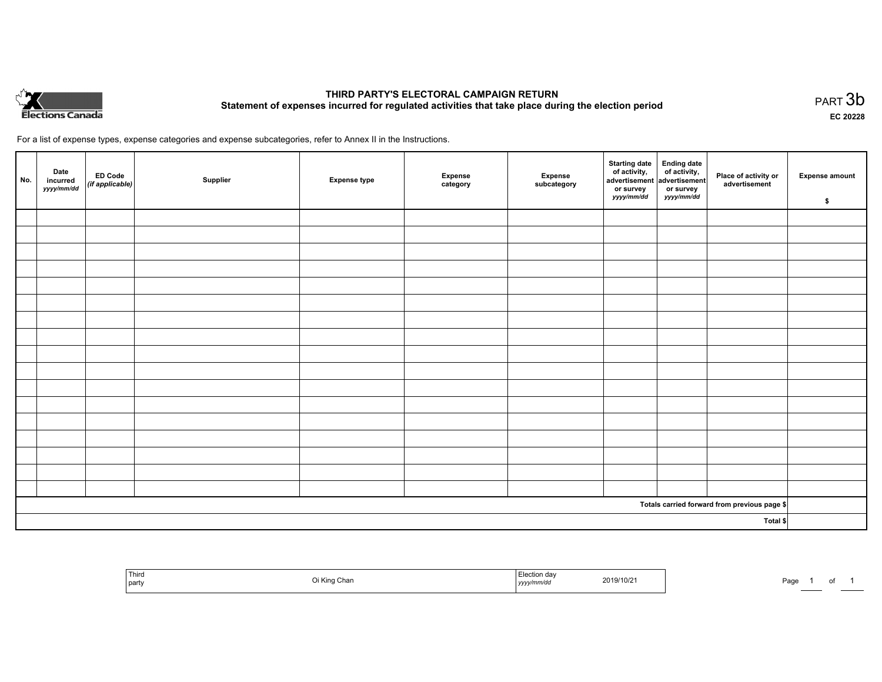# THIRD PARTY'S ELECTORAL CAMPAIGN RETURN

## Statement of expenses incurred for regulated activities that take place during the election period

PART 3b

EC 20228

For a list of expense types, expense categories and expense subcategories, refer to Annex II in the Instructions.

| No. | Date incurred *yyyy/mm/dd* | ED Code *(if applicable)* | Supplier | Expense type | Expense category | Expense subcategory | Starting date of activity, advertisement or survey *yyyy/mm/dd* | Ending date of activity, advertisement or survey *yyyy/mm/dd* | Place of activity or advertisement | Expense amount $ |
|---|---|---|---|---|---|---|---|---|---|---|
| | | | | | | | | | | |
| | | | | | | | | | | |
| | | | | | | | | | | |
| | | | | | | | | | | |
| | | | | | | | | | | |
| | | | | | | | | | | |
| | | | | | | | | | | |
| | | | | | | | | | | |
| | | | | | | | | | | |
| | | | | | | | | | | |
| | | | | | | | | | | |
| | | | | | | | | | | |
| | | | | | | | | | | |
| | | | | | | | | | | |
| | | | | | | | | | | |
| | | | | | | | | | | |
| | | | | | | | | | | |
| | | | | | | | | | Totals carried forward from previous page $ | |
| | | | | | | | | | Total $ | |

| Third party | Oi King Chan | Election day *yyyy/mm/dd* | 2019/10/21 |
|---|---|---|---|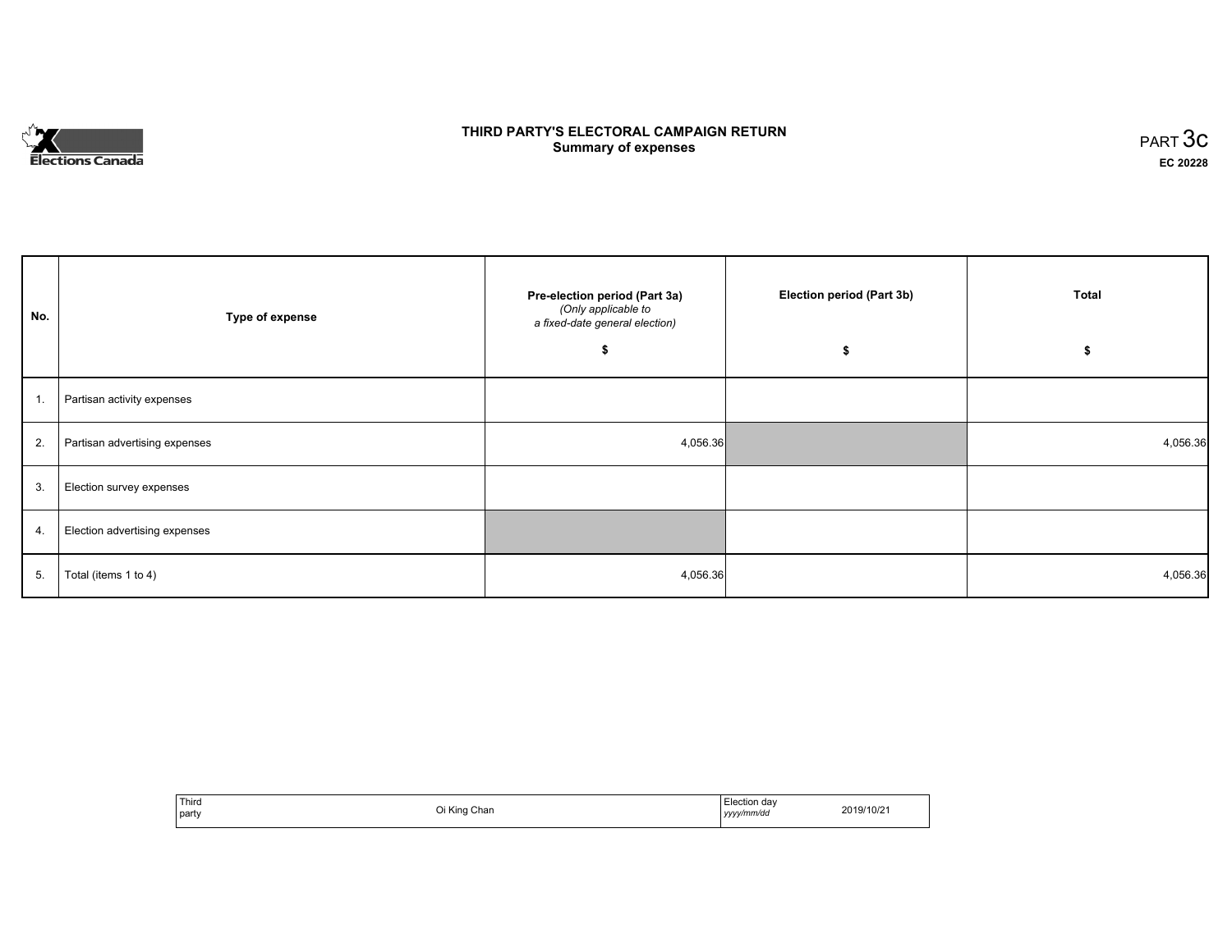Elections Canada

# THIRD PARTY'S ELECTORAL CAMPAIGN RETURN
## Summary of expenses

PART 3c

**EC 20228**

| No. | Type of expense | Pre-election period (Part 3a) *(Only applicable to a fixed-date general election)* $ | Election period (Part 3b) $ | Total $ |
|---|---|---|---|---|
| 1. | Partisan activity expenses | | | |
| 2. | Partisan advertising expenses | 4,056.36 | | 4,056.36 |
| 3. | Election survey expenses | | | |
| 4. | Election advertising expenses | | | |
| 5. | Total (items 1 to 4) | 4,056.36 | | 4,056.36 |

| | | | |
|---|---|---|---|
| Third party | Oi King Chan | Election day *yyyy/mm/dd* | 2019/10/21 |